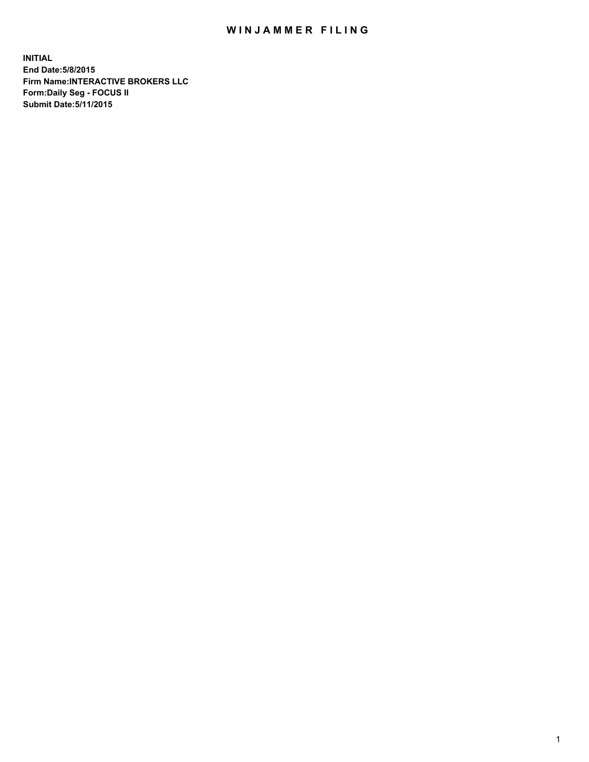# WINJAMMER FILING

**INITIAL**
**End Date:5/8/2015**
**Firm Name:INTERACTIVE BROKERS LLC**
**Form:Daily Seg - FOCUS II**
**Submit Date:5/11/2015**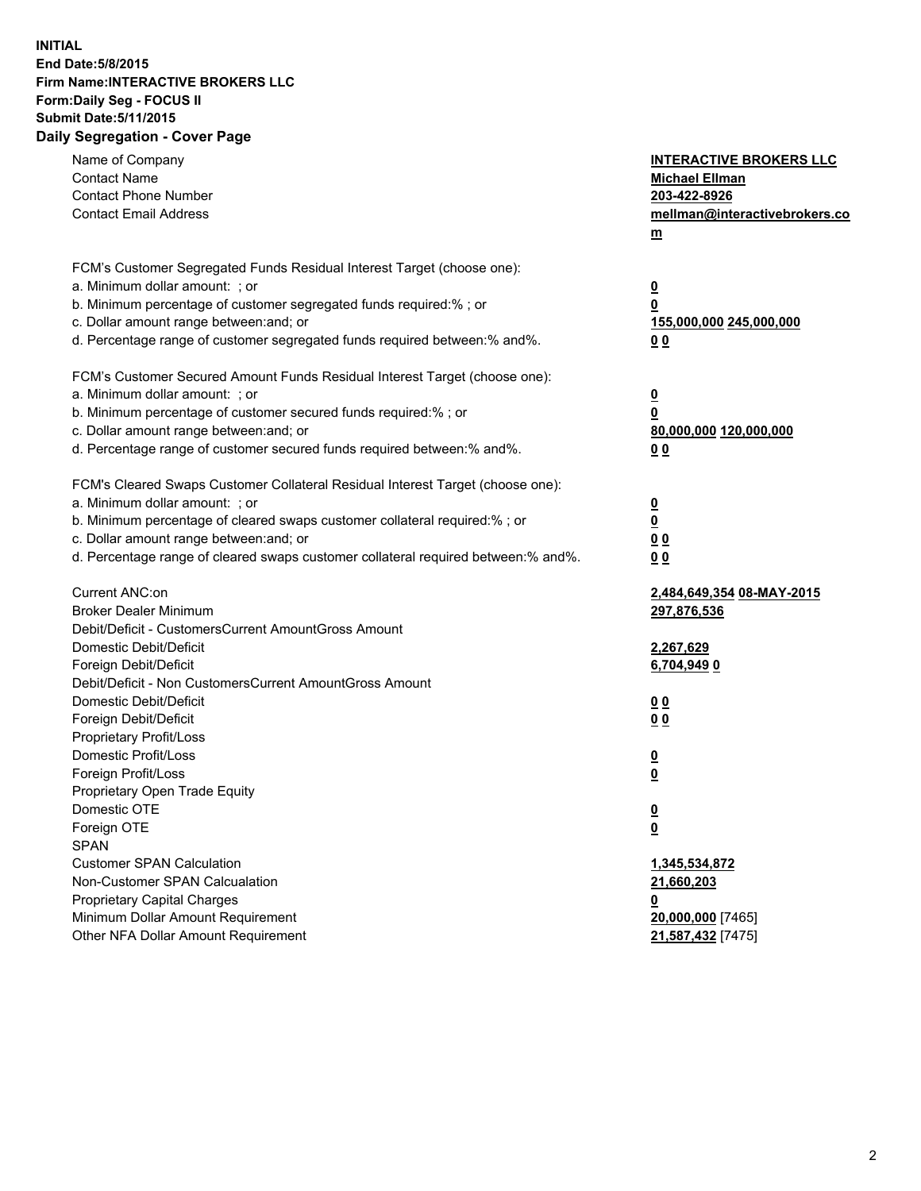**INITIAL**
**End Date:5/8/2015**
**Firm Name:INTERACTIVE BROKERS LLC**
**Form:Daily Seg - FOCUS II**
**Submit Date:5/11/2015**
**Daily Segregation - Cover Page**

| | |
|---|---|
| Name of Company | **INTERACTIVE BROKERS LLC** |
| Contact Name | **Michael Ellman** |
| Contact Phone Number | **203-422-8926** |
| Contact Email Address | **mellman@interactivebrokers.com** |
| FCM's Customer Segregated Funds Residual Interest Target (choose one): | |
| a. Minimum dollar amount: ; or | **0** |
| b. Minimum percentage of customer segregated funds required:% ; or | **0** |
| c. Dollar amount range between:and; or | **155,000,000 245,000,000** |
| d. Percentage range of customer segregated funds required between:% and%. | **0 0** |
| FCM's Customer Secured Amount Funds Residual Interest Target (choose one): | |
| a. Minimum dollar amount: ; or | **0** |
| b. Minimum percentage of customer secured funds required:% ; or | **0** |
| c. Dollar amount range between:and; or | **80,000,000 120,000,000** |
| d. Percentage range of customer secured funds required between:% and%. | **0 0** |
| FCM's Cleared Swaps Customer Collateral Residual Interest Target (choose one): | |
| a. Minimum dollar amount: ; or | **0** |
| b. Minimum percentage of cleared swaps customer collateral required:% ; or | **0** |
| c. Dollar amount range between:and; or | **0 0** |
| d. Percentage range of cleared swaps customer collateral required between:% and%. | **0 0** |
| Current ANC:on | **2,484,649,354 08-MAY-2015** |
| Broker Dealer Minimum | **297,876,536** |
| Debit/Deficit - CustomersCurrent AmountGross Amount | |
| Domestic Debit/Deficit | **2,267,629** |
| Foreign Debit/Deficit | **6,704,949 0** |
| Debit/Deficit - Non CustomersCurrent AmountGross Amount | |
| Domestic Debit/Deficit | **0 0** |
| Foreign Debit/Deficit | **0 0** |
| Proprietary Profit/Loss | |
| Domestic Profit/Loss | **0** |
| Foreign Profit/Loss | **0** |
| Proprietary Open Trade Equity | |
| Domestic OTE | **0** |
| Foreign OTE | **0** |
| SPAN | |
| Customer SPAN Calculation | **1,345,534,872** |
| Non-Customer SPAN Calcualation | **21,660,203** |
| Proprietary Capital Charges | **0** |
| Minimum Dollar Amount Requirement | **20,000,000** [7465] |
| Other NFA Dollar Amount Requirement | **21,587,432** [7475] |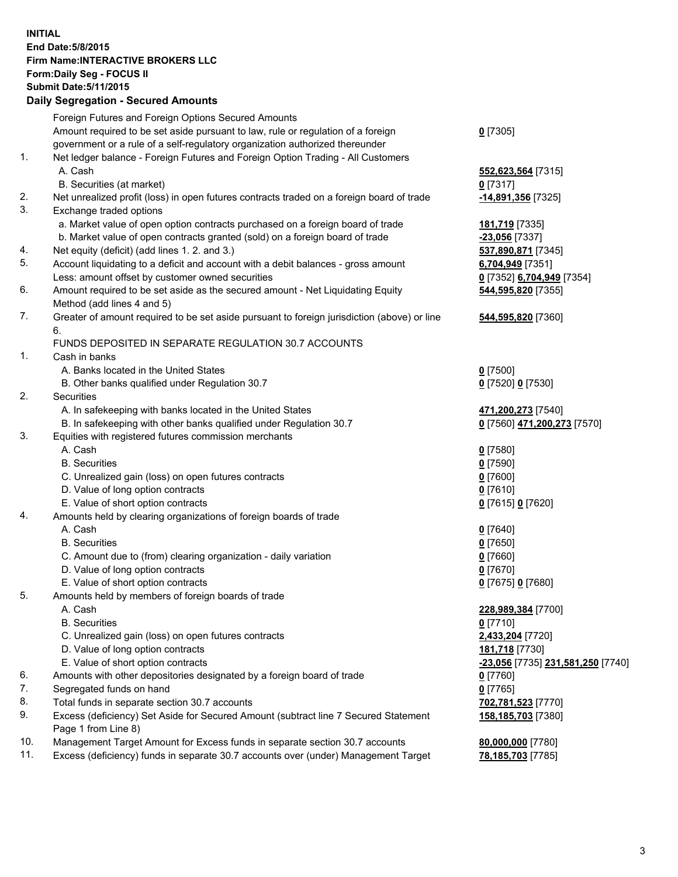**INITIAL**
**End Date:5/8/2015**
**Firm Name:INTERACTIVE BROKERS LLC**
**Form:Daily Seg - FOCUS II**
**Submit Date:5/11/2015**

**Daily Segregation - Secured Amounts**

| | | |
|---|---|---|
| | Foreign Futures and Foreign Options Secured Amounts | |
| | Amount required to be set aside pursuant to law, rule or regulation of a foreign government or a rule of a self-regulatory organization authorized thereunder | **0** [7305] |
| 1. | Net ledger balance - Foreign Futures and Foreign Option Trading - All Customers | |
| | A. Cash | **552,623,564** [7315] |
| | B. Securities (at market) | **0** [7317] |
| 2. | Net unrealized profit (loss) in open futures contracts traded on a foreign board of trade | **-14,891,356** [7325] |
| 3. | Exchange traded options | |
| | a. Market value of open option contracts purchased on a foreign board of trade | **181,719** [7335] |
| | b. Market value of open contracts granted (sold) on a foreign board of trade | **-23,056** [7337] |
| 4. | Net equity (deficit) (add lines 1. 2. and 3.) | **537,890,871** [7345] |
| 5. | Account liquidating to a deficit and account with a debit balances - gross amount | **6,704,949** [7351] |
| | Less: amount offset by customer owned securities | **0** [7352] **6,704,949** [7354] |
| 6. | Amount required to be set aside as the secured amount - Net Liquidating Equity Method (add lines 4 and 5) | **544,595,820** [7355] |
| 7. | Greater of amount required to be set aside pursuant to foreign jurisdiction (above) or line 6. | **544,595,820** [7360] |
| | FUNDS DEPOSITED IN SEPARATE REGULATION 30.7 ACCOUNTS | |
| 1. | Cash in banks | |
| | A. Banks located in the United States | **0** [7500] |
| | B. Other banks qualified under Regulation 30.7 | **0** [7520] **0** [7530] |
| 2. | Securities | |
| | A. In safekeeping with banks located in the United States | **471,200,273** [7540] |
| | B. In safekeeping with other banks qualified under Regulation 30.7 | **0** [7560] **471,200,273** [7570] |
| 3. | Equities with registered futures commission merchants | |
| | A. Cash | **0** [7580] |
| | B. Securities | **0** [7590] |
| | C. Unrealized gain (loss) on open futures contracts | **0** [7600] |
| | D. Value of long option contracts | **0** [7610] |
| | E. Value of short option contracts | **0** [7615] **0** [7620] |
| 4. | Amounts held by clearing organizations of foreign boards of trade | |
| | A. Cash | **0** [7640] |
| | B. Securities | **0** [7650] |
| | C. Amount due to (from) clearing organization - daily variation | **0** [7660] |
| | D. Value of long option contracts | **0** [7670] |
| | E. Value of short option contracts | **0** [7675] **0** [7680] |
| 5. | Amounts held by members of foreign boards of trade | |
| | A. Cash | **228,989,384** [7700] |
| | B. Securities | **0** [7710] |
| | C. Unrealized gain (loss) on open futures contracts | **2,433,204** [7720] |
| | D. Value of long option contracts | **181,718** [7730] |
| | E. Value of short option contracts | **-23,056** [7735] **231,581,250** [7740] |
| 6. | Amounts with other depositories designated by a foreign board of trade | **0** [7760] |
| 7. | Segregated funds on hand | **0** [7765] |
| 8. | Total funds in separate section 30.7 accounts | **702,781,523** [7770] |
| 9. | Excess (deficiency) Set Aside for Secured Amount (subtract line 7 Secured Statement Page 1 from Line 8) | **158,185,703** [7380] |
| 10. | Management Target Amount for Excess funds in separate section 30.7 accounts | **80,000,000** [7780] |
| 11. | Excess (deficiency) funds in separate 30.7 accounts over (under) Management Target | **78,185,703** [7785] |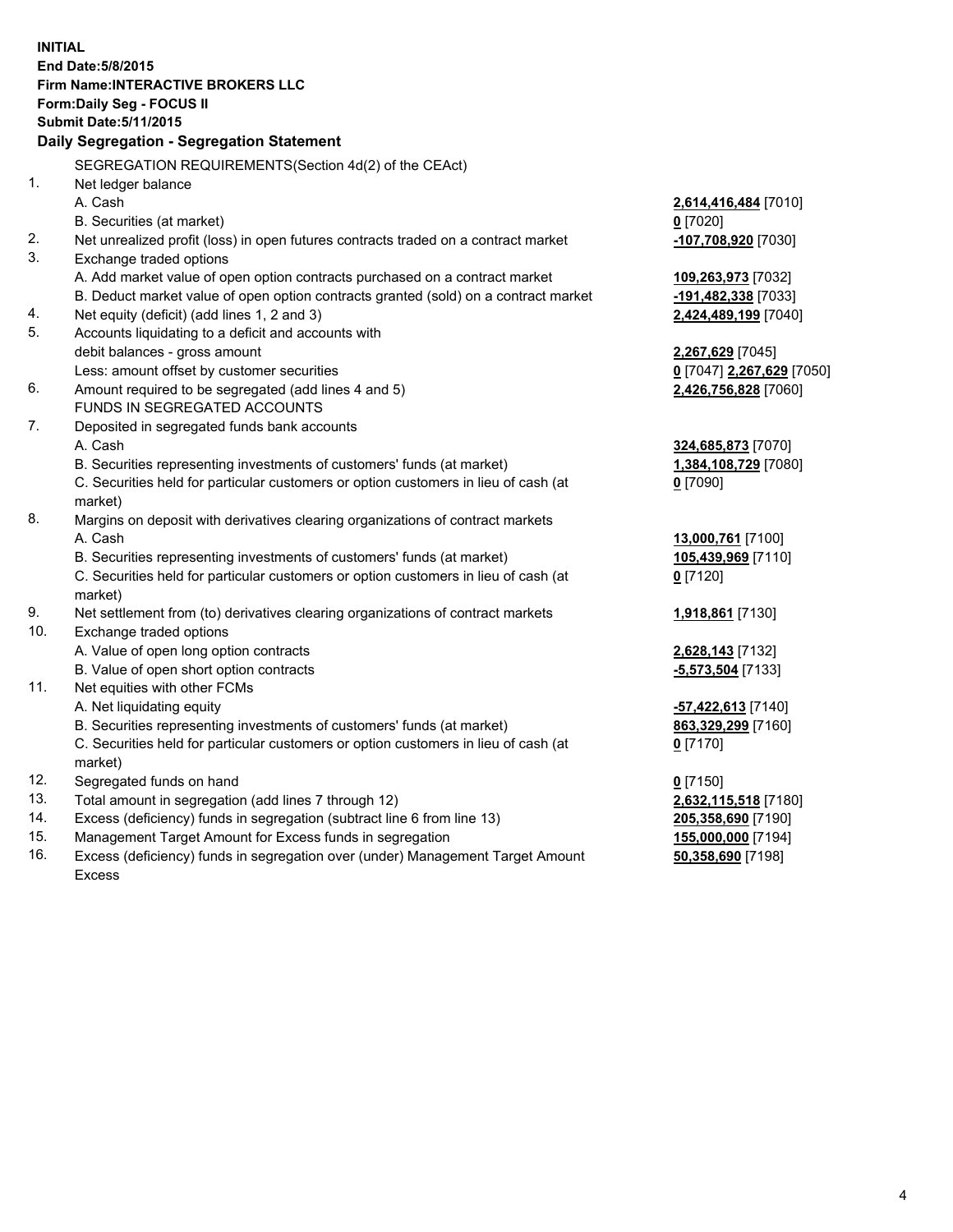**INITIAL**
**End Date:5/8/2015**
**Firm Name:INTERACTIVE BROKERS LLC**
**Form:Daily Seg - FOCUS II**
**Submit Date:5/11/2015**

## Daily Segregation - Segregation Statement

| | | |
|---|---|---|
| | SEGREGATION REQUIREMENTS(Section 4d(2) of the CEAct) | |
| 1. | Net ledger balance | |
| | A. Cash | **2,614,416,484** [7010] |
| | B. Securities (at market) | **0** [7020] |
| 2. | Net unrealized profit (loss) in open futures contracts traded on a contract market | **-107,708,920** [7030] |
| 3. | Exchange traded options | |
| | A. Add market value of open option contracts purchased on a contract market | **109,263,973** [7032] |
| | B. Deduct market value of open option contracts granted (sold) on a contract market | **-191,482,338** [7033] |
| 4. | Net equity (deficit) (add lines 1, 2 and 3) | **2,424,489,199** [7040] |
| 5. | Accounts liquidating to a deficit and accounts with | |
| | debit balances - gross amount | **2,267,629** [7045] |
| | Less: amount offset by customer securities | **0** [7047] **2,267,629** [7050] |
| 6. | Amount required to be segregated (add lines 4 and 5) | **2,426,756,828** [7060] |
| | FUNDS IN SEGREGATED ACCOUNTS | |
| 7. | Deposited in segregated funds bank accounts | |
| | A. Cash | **324,685,873** [7070] |
| | B. Securities representing investments of customers' funds (at market) | **1,384,108,729** [7080] |
| | C. Securities held for particular customers or option customers in lieu of cash (at market) | **0** [7090] |
| 8. | Margins on deposit with derivatives clearing organizations of contract markets | |
| | A. Cash | **13,000,761** [7100] |
| | B. Securities representing investments of customers' funds (at market) | **105,439,969** [7110] |
| | C. Securities held for particular customers or option customers in lieu of cash (at market) | **0** [7120] |
| 9. | Net settlement from (to) derivatives clearing organizations of contract markets | **1,918,861** [7130] |
| 10. | Exchange traded options | |
| | A. Value of open long option contracts | **2,628,143** [7132] |
| | B. Value of open short option contracts | **-5,573,504** [7133] |
| 11. | Net equities with other FCMs | |
| | A. Net liquidating equity | **-57,422,613** [7140] |
| | B. Securities representing investments of customers' funds (at market) | **863,329,299** [7160] |
| | C. Securities held for particular customers or option customers in lieu of cash (at market) | **0** [7170] |
| 12. | Segregated funds on hand | **0** [7150] |
| 13. | Total amount in segregation (add lines 7 through 12) | **2,632,115,518** [7180] |
| 14. | Excess (deficiency) funds in segregation (subtract line 6 from line 13) | **205,358,690** [7190] |
| 15. | Management Target Amount for Excess funds in segregation | **155,000,000** [7194] |
| 16. | Excess (deficiency) funds in segregation over (under) Management Target Amount Excess | **50,358,690** [7198] |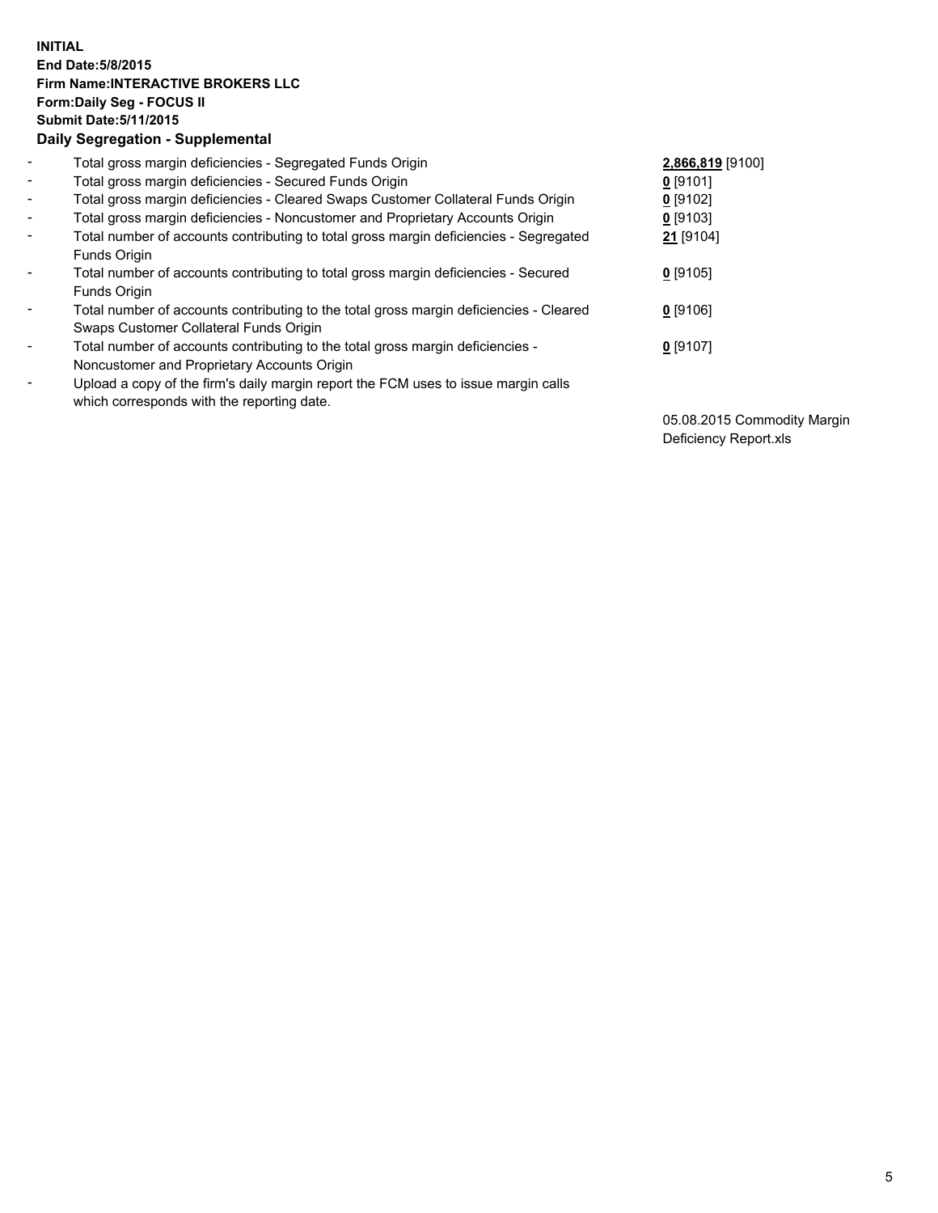**INITIAL**
**End Date:5/8/2015**
**Firm Name:INTERACTIVE BROKERS LLC**
**Form:Daily Seg - FOCUS II**
**Submit Date:5/11/2015**
**Daily Segregation - Supplemental**

| | | |
|---|---|---|
| - | Total gross margin deficiencies - Segregated Funds Origin | **2,866,819** [9100] |
| - | Total gross margin deficiencies - Secured Funds Origin | **0** [9101] |
| - | Total gross margin deficiencies - Cleared Swaps Customer Collateral Funds Origin | **0** [9102] |
| - | Total gross margin deficiencies - Noncustomer and Proprietary Accounts Origin | **0** [9103] |
| - | Total number of accounts contributing to total gross margin deficiencies - Segregated Funds Origin | **21** [9104] |
| - | Total number of accounts contributing to total gross margin deficiencies - Secured Funds Origin | **0** [9105] |
| - | Total number of accounts contributing to the total gross margin deficiencies - Cleared Swaps Customer Collateral Funds Origin | **0** [9106] |
| - | Total number of accounts contributing to the total gross margin deficiencies - Noncustomer and Proprietary Accounts Origin | **0** [9107] |
| - | Upload a copy of the firm's daily margin report the FCM uses to issue margin calls which corresponds with the reporting date. | 05.08.2015 Commodity Margin Deficiency Report.xls |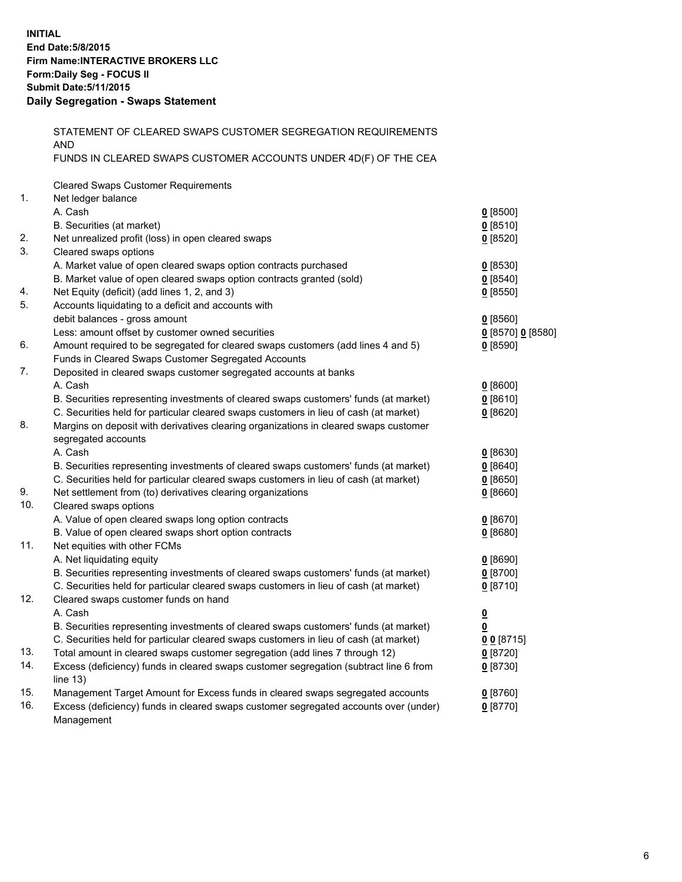**INITIAL**
**End Date:5/8/2015**
**Firm Name:INTERACTIVE BROKERS LLC**
**Form:Daily Seg - FOCUS II**
**Submit Date:5/11/2015**
**Daily Segregation - Swaps Statement**

STATEMENT OF CLEARED SWAPS CUSTOMER SEGREGATION REQUIREMENTS AND FUNDS IN CLEARED SWAPS CUSTOMER ACCOUNTS UNDER 4D(F) OF THE CEA

| | | |
|---|---|---|
| | Cleared Swaps Customer Requirements | |
| 1. | Net ledger balance | |
| | A. Cash | 0 [8500] |
| | B. Securities (at market) | 0 [8510] |
| 2. | Net unrealized profit (loss) in open cleared swaps | 0 [8520] |
| 3. | Cleared swaps options | |
| | A. Market value of open cleared swaps option contracts purchased | 0 [8530] |
| | B. Market value of open cleared swaps option contracts granted (sold) | 0 [8540] |
| 4. | Net Equity (deficit) (add lines 1, 2, and 3) | 0 [8550] |
| 5. | Accounts liquidating to a deficit and accounts with debit balances - gross amount | 0 [8560] |
| | Less: amount offset by customer owned securities | 0 [8570] 0 [8580] |
| 6. | Amount required to be segregated for cleared swaps customers (add lines 4 and 5) | 0 [8590] |
| | Funds in Cleared Swaps Customer Segregated Accounts | |
| 7. | Deposited in cleared swaps customer segregated accounts at banks | |
| | A. Cash | 0 [8600] |
| | B. Securities representing investments of cleared swaps customers' funds (at market) | 0 [8610] |
| | C. Securities held for particular cleared swaps customers in lieu of cash (at market) | 0 [8620] |
| 8. | Margins on deposit with derivatives clearing organizations in cleared swaps customer segregated accounts | |
| | A. Cash | 0 [8630] |
| | B. Securities representing investments of cleared swaps customers' funds (at market) | 0 [8640] |
| | C. Securities held for particular cleared swaps customers in lieu of cash (at market) | 0 [8650] |
| 9. | Net settlement from (to) derivatives clearing organizations | 0 [8660] |
| 10. | Cleared swaps options | |
| | A. Value of open cleared swaps long option contracts | 0 [8670] |
| | B. Value of open cleared swaps short option contracts | 0 [8680] |
| 11. | Net equities with other FCMs | |
| | A. Net liquidating equity | 0 [8690] |
| | B. Securities representing investments of cleared swaps customers' funds (at market) | 0 [8700] |
| | C. Securities held for particular cleared swaps customers in lieu of cash (at market) | 0 [8710] |
| 12. | Cleared swaps customer funds on hand | |
| | A. Cash | 0 |
| | B. Securities representing investments of cleared swaps customers' funds (at market) | 0 |
| | C. Securities held for particular cleared swaps customers in lieu of cash (at market) | 0 0 [8715] |
| 13. | Total amount in cleared swaps customer segregation (add lines 7 through 12) | 0 [8720] |
| 14. | Excess (deficiency) funds in cleared swaps customer segregation (subtract line 6 from line 13) | 0 [8730] |
| 15. | Management Target Amount for Excess funds in cleared swaps segregated accounts | 0 [8760] |
| 16. | Excess (deficiency) funds in cleared swaps customer segregated accounts over (under) Management | 0 [8770] |